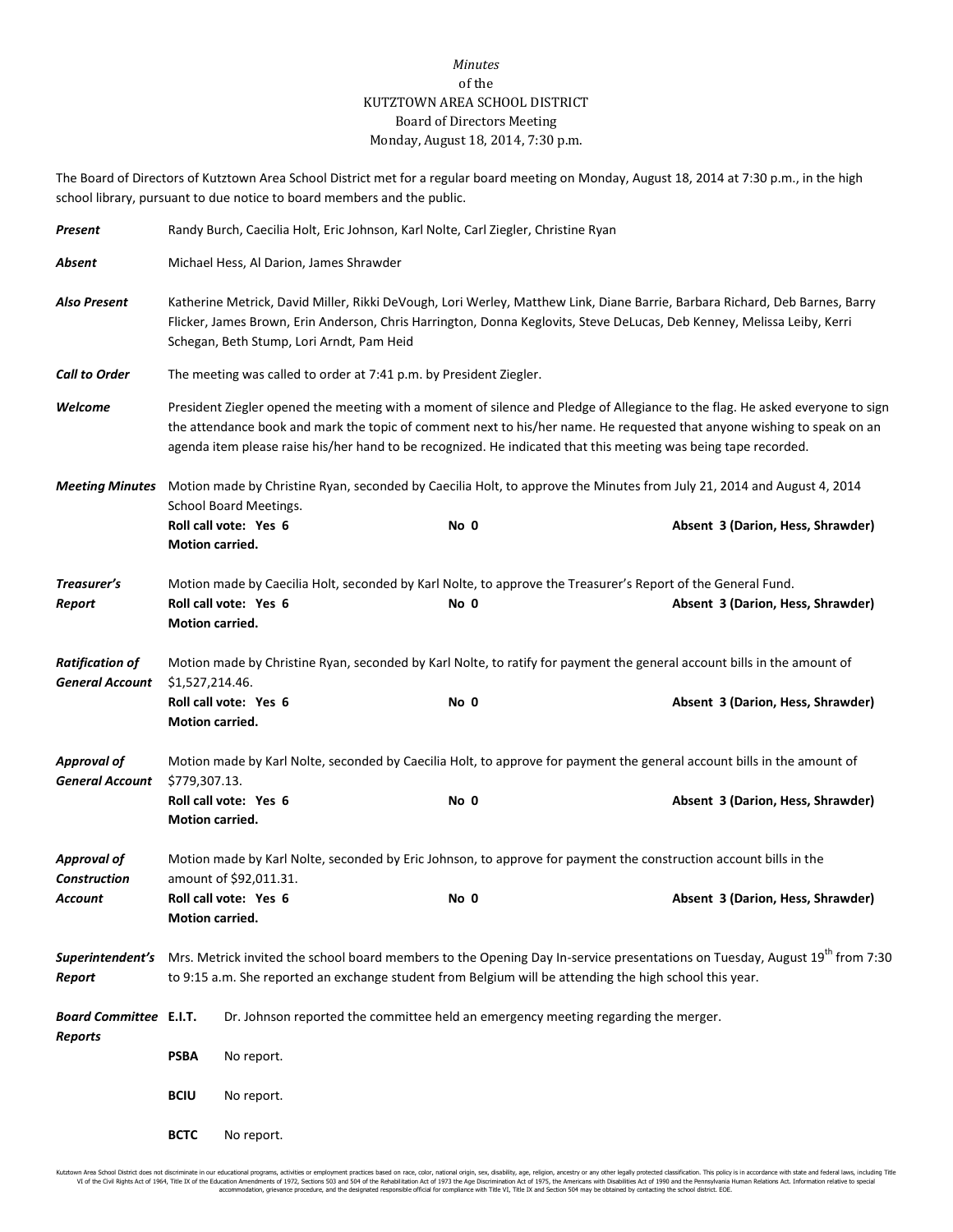*Minutes*
of the
KUTZTOWN AREA SCHOOL DISTRICT
Board of Directors Meeting
Monday, August 18, 2014, 7:30 p.m.

The Board of Directors of Kutztown Area School District met for a regular board meeting on Monday, August 18, 2014 at 7:30 p.m., in the high school library, pursuant to due notice to board members and the public.

***Present*** Randy Burch, Caecilia Holt, Eric Johnson, Karl Nolte, Carl Ziegler, Christine Ryan

***Absent*** Michael Hess, Al Darion, James Shrawder

***Also Present*** Katherine Metrick, David Miller, Rikki DeVough, Lori Werley, Matthew Link, Diane Barrie, Barbara Richard, Deb Barnes, Barry Flicker, James Brown, Erin Anderson, Chris Harrington, Donna Keglovits, Steve DeLucas, Deb Kenney, Melissa Leiby, Kerri Schegan, Beth Stump, Lori Arndt, Pam Heid

***Call to Order*** The meeting was called to order at 7:41 p.m. by President Ziegler.

***Welcome*** President Ziegler opened the meeting with a moment of silence and Pledge of Allegiance to the flag. He asked everyone to sign the attendance book and mark the topic of comment next to his/her name. He requested that anyone wishing to speak on an agenda item please raise his/her hand to be recognized. He indicated that this meeting was being tape recorded.

***Meeting Minutes*** Motion made by Christine Ryan, seconded by Caecilia Holt, to approve the Minutes from July 21, 2014 and August 4, 2014 School Board Meetings.
**Roll call vote: Yes 6** **No 0** **Absent 3 (Darion, Hess, Shrawder)**
**Motion carried.**

***Treasurer's Report*** Motion made by Caecilia Holt, seconded by Karl Nolte, to approve the Treasurer's Report of the General Fund.
**Roll call vote: Yes 6** **No 0** **Absent 3 (Darion, Hess, Shrawder)**
**Motion carried.**

***Ratification of General Account*** Motion made by Christine Ryan, seconded by Karl Nolte, to ratify for payment the general account bills in the amount of $1,527,214.46.
**Roll call vote: Yes 6** **No 0** **Absent 3 (Darion, Hess, Shrawder)**
**Motion carried.**

***Approval of General Account*** Motion made by Karl Nolte, seconded by Caecilia Holt, to approve for payment the general account bills in the amount of $779,307.13.
**Roll call vote: Yes 6** **No 0** **Absent 3 (Darion, Hess, Shrawder)**
**Motion carried.**

***Approval of Construction Account*** Motion made by Karl Nolte, seconded by Eric Johnson, to approve for payment the construction account bills in the amount of $92,011.31.
**Roll call vote: Yes 6** **No 0** **Absent 3 (Darion, Hess, Shrawder)**
**Motion carried.**

***Superintendent's Report*** Mrs. Metrick invited the school board members to the Opening Day In-service presentations on Tuesday, August 19th from 7:30 to 9:15 a.m. She reported an exchange student from Belgium will be attending the high school this year.

***Board Committee Reports***

**E.I.T.** Dr. Johnson reported the committee held an emergency meeting regarding the merger.

**PSBA** No report.

**BCIU** No report.

**BCTC** No report.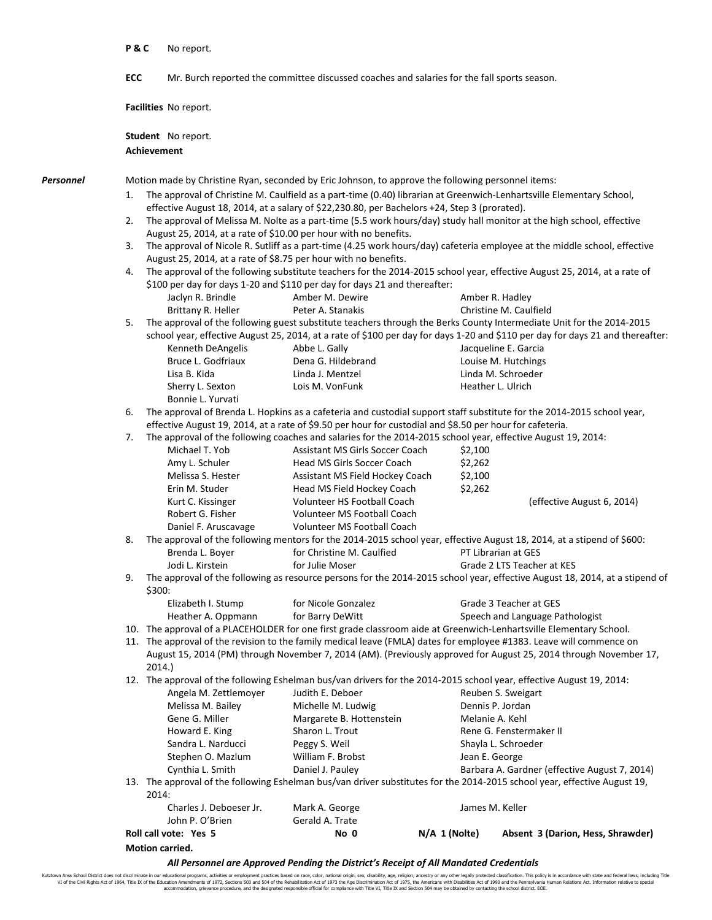**P & C** No report.

**ECC** Mr. Burch reported the committee discussed coaches and salaries for the fall sports season.

**Facilities** No report.

**Student Achievement** No report.

***Personnel***

Motion made by Christine Ryan, seconded by Eric Johnson, to approve the following personnel items:

1. The approval of Christine M. Caulfield as a part-time (0.40) librarian at Greenwich-Lenhartsville Elementary School, effective August 18, 2014, at a salary of $22,230.80, per Bachelors +24, Step 3 (prorated).
2. The approval of Melissa M. Nolte as a part-time (5.5 work hours/day) study hall monitor at the high school, effective August 25, 2014, at a rate of $10.00 per hour with no benefits.
3. The approval of Nicole R. Sutliff as a part-time (4.25 work hours/day) cafeteria employee at the middle school, effective August 25, 2014, at a rate of $8.75 per hour with no benefits.
4. The approval of the following substitute teachers for the 2014-2015 school year, effective August 25, 2014, at a rate of $100 per day for days 1-20 and $110 per day for days 21 and thereafter:

| | | |
|---|---|---|
| Jaclyn R. Brindle | Amber M. Dewire | Amber R. Hadley |
| Brittany R. Heller | Peter A. Stanakis | Christine M. Caulfield |

5. The approval of the following guest substitute teachers through the Berks County Intermediate Unit for the 2014-2015 school year, effective August 25, 2014, at a rate of $100 per day for days 1-20 and $110 per day for days 21 and thereafter:

| | | |
|---|---|---|
| Kenneth DeAngelis | Abbe L. Gally | Jacqueline E. Garcia |
| Bruce L. Godfriaux | Dena G. Hildebrand | Louise M. Hutchings |
| Lisa B. Kida | Linda J. Mentzel | Linda M. Schroeder |
| Sherry L. Sexton | Lois M. VonFunk | Heather L. Ulrich |
| Bonnie L. Yurvati | | |

6. The approval of Brenda L. Hopkins as a cafeteria and custodial support staff substitute for the 2014-2015 school year, effective August 19, 2014, at a rate of $9.50 per hour for custodial and $8.50 per hour for cafeteria.
7. The approval of the following coaches and salaries for the 2014-2015 school year, effective August 19, 2014:

| | | | |
|---|---|---|---|
| Michael T. Yob | Assistant MS Girls Soccer Coach | $2,100 | |
| Amy L. Schuler | Head MS Girls Soccer Coach | $2,262 | |
| Melissa S. Hester | Assistant MS Field Hockey Coach | $2,100 | |
| Erin M. Studer | Head MS Field Hockey Coach | $2,262 | |
| Kurt C. Kissinger | Volunteer HS Football Coach | | (effective August 6, 2014) |
| Robert G. Fisher | Volunteer MS Football Coach | | |
| Daniel F. Aruscavage | Volunteer MS Football Coach | | |

8. The approval of the following mentors for the 2014-2015 school year, effective August 18, 2014, at a stipend of $600:

| | | |
|---|---|---|
| Brenda L. Boyer | for Christine M. Caulfied | PT Librarian at GES |
| Jodi L. Kirstein | for Julie Moser | Grade 2 LTS Teacher at KES |

9. The approval of the following as resource persons for the 2014-2015 school year, effective August 18, 2014, at a stipend of $300:

| | | |
|---|---|---|
| Elizabeth I. Stump | for Nicole Gonzalez | Grade 3 Teacher at GES |
| Heather A. Oppmann | for Barry DeWitt | Speech and Language Pathologist |

10. The approval of a PLACEHOLDER for one first grade classroom aide at Greenwich-Lenhartsville Elementary School.
11. The approval of the revision to the family medical leave (FMLA) dates for employee #1383. Leave will commence on August 15, 2014 (PM) through November 7, 2014 (AM). (Previously approved for August 25, 2014 through November 17, 2014.)
12. The approval of the following Eshelman bus/van drivers for the 2014-2015 school year, effective August 19, 2014:

| | | |
|---|---|---|
| Angela M. Zettlemoyer | Judith E. Deboer | Reuben S. Sweigart |
| Melissa M. Bailey | Michelle M. Ludwig | Dennis P. Jordan |
| Gene G. Miller | Margarete B. Hottenstein | Melanie A. Kehl |
| Howard E. King | Sharon L. Trout | Rene G. Fenstermaker II |
| Sandra L. Narducci | Peggy S. Weil | Shayla L. Schroeder |
| Stephen O. Mazlum | William F. Brobst | Jean E. George |
| Cynthia L. Smith | Daniel J. Pauley | Barbara A. Gardner (effective August 7, 2014) |

13. The approval of the following Eshelman bus/van driver substitutes for the 2014-2015 school year, effective August 19, 2014:

| | | |
|---|---|---|
| Charles J. Deboeser Jr. | Mark A. George | James M. Keller |
| John P. O'Brien | Gerald A. Trate | |

**Roll call vote: Yes 5 No 0 N/A 1 (Nolte) Absent 3 (Darion, Hess, Shrawder)**

**Motion carried.**

***All Personnel are Approved Pending the District's Receipt of All Mandated Credentials***

Kutztown Area School District does not discriminate in our educational programs, activities or employment practices based on race, color, national origin, sex, disability, age, religion, ancestry or any other legally protected classification. This policy is in accordance with state and federal laws, including Title VI of the Civil Rights Act of 1964, Title IX of the Education Amendments of 1972, Sections 503 and 504 of the Rehabilitation Act of 1973 the Age Discrimination Act of 1975, the Americans with Disabilities Act of 1990 and the Pennsylvania Human Relations Act. Information relative to special accommodation, grievance procedure, and the designated responsible official for compliance with Title VI, Title IX and Section 504 may be obtained by contacting the school district. EOE.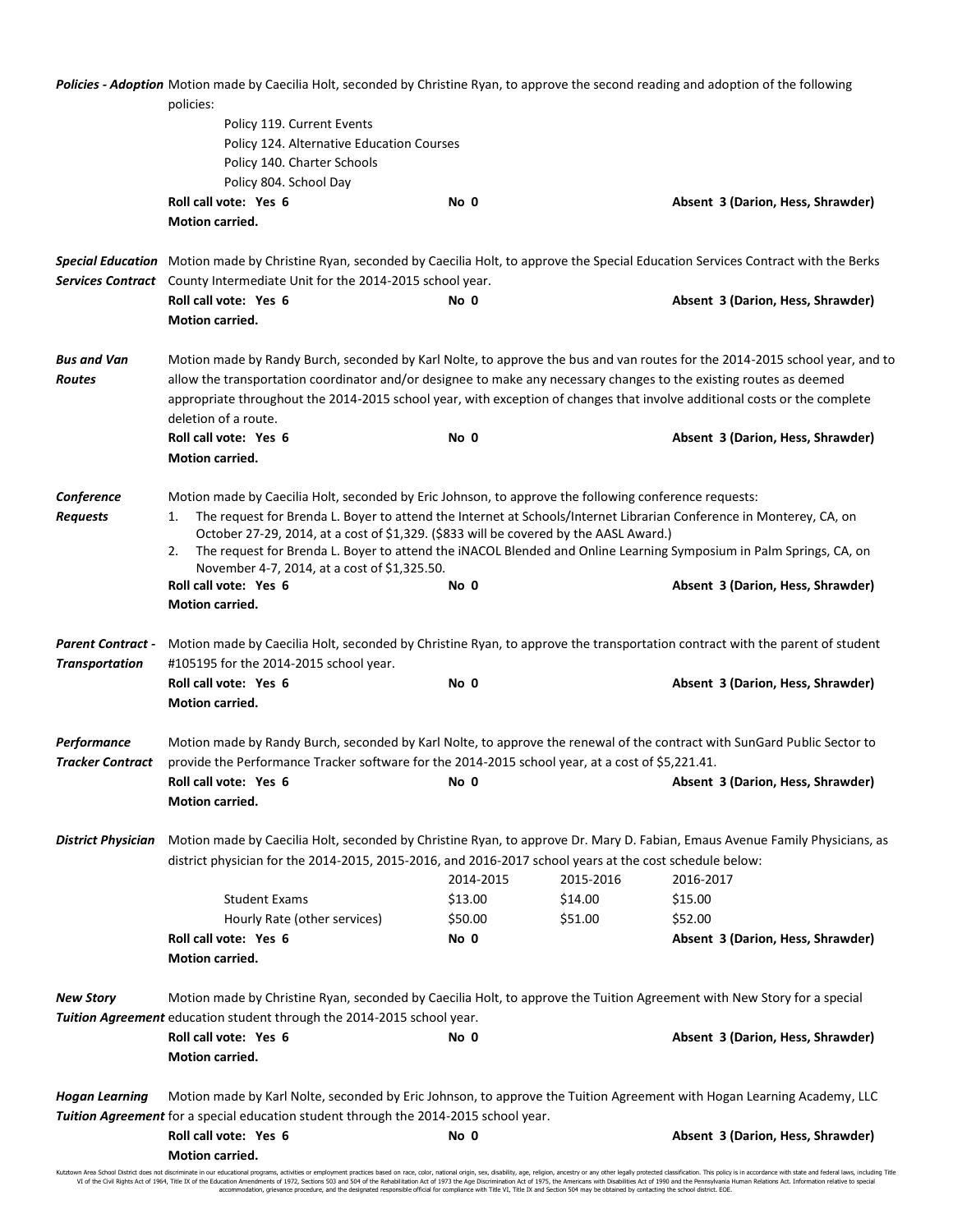***Policies - Adoption*** Motion made by Caecilia Holt, seconded by Christine Ryan, to approve the second reading and adoption of the following policies:

Policy 119. Current Events
Policy 124. Alternative Education Courses
Policy 140. Charter Schools
Policy 804. School Day

**Roll call vote: Yes 6** **No 0** **Absent 3 (Darion, Hess, Shrawder)**
**Motion carried.**

***Special Education Services Contract*** Motion made by Christine Ryan, seconded by Caecilia Holt, to approve the Special Education Services Contract with the Berks County Intermediate Unit for the 2014-2015 school year.

**Roll call vote: Yes 6** **No 0** **Absent 3 (Darion, Hess, Shrawder)**
**Motion carried.**

***Bus and Van Routes*** Motion made by Randy Burch, seconded by Karl Nolte, to approve the bus and van routes for the 2014-2015 school year, and to allow the transportation coordinator and/or designee to make any necessary changes to the existing routes as deemed appropriate throughout the 2014-2015 school year, with exception of changes that involve additional costs or the complete deletion of a route.

**Roll call vote: Yes 6** **No 0** **Absent 3 (Darion, Hess, Shrawder)**
**Motion carried.**

***Conference Requests*** Motion made by Caecilia Holt, seconded by Eric Johnson, to approve the following conference requests:

1. The request for Brenda L. Boyer to attend the Internet at Schools/Internet Librarian Conference in Monterey, CA, on October 27-29, 2014, at a cost of $1,329. ($833 will be covered by the AASL Award.)
2. The request for Brenda L. Boyer to attend the iNACOL Blended and Online Learning Symposium in Palm Springs, CA, on November 4-7, 2014, at a cost of $1,325.50.

**Roll call vote: Yes 6** **No 0** **Absent 3 (Darion, Hess, Shrawder)**
**Motion carried.**

***Parent Contract - Transportation*** Motion made by Caecilia Holt, seconded by Christine Ryan, to approve the transportation contract with the parent of student #105195 for the 2014-2015 school year.

**Roll call vote: Yes 6** **No 0** **Absent 3 (Darion, Hess, Shrawder)**
**Motion carried.**

***Performance Tracker Contract*** Motion made by Randy Burch, seconded by Karl Nolte, to approve the renewal of the contract with SunGard Public Sector to provide the Performance Tracker software for the 2014-2015 school year, at a cost of $5,221.41.

**Roll call vote: Yes 6** **No 0** **Absent 3 (Darion, Hess, Shrawder)**
**Motion carried.**

***District Physician*** Motion made by Caecilia Holt, seconded by Christine Ryan, to approve Dr. Mary D. Fabian, Emaus Avenue Family Physicians, as district physician for the 2014-2015, 2015-2016, and 2016-2017 school years at the cost schedule below:

| | 2014-2015 | 2015-2016 | 2016-2017 |
|---|---|---|---|
| Student Exams | $13.00 | $14.00 | $15.00 |
| Hourly Rate (other services) | $50.00 | $51.00 | $52.00 |

**Roll call vote: Yes 6** **No 0** **Absent 3 (Darion, Hess, Shrawder)**
**Motion carried.**

***New Story Tuition Agreement*** Motion made by Christine Ryan, seconded by Caecilia Holt, to approve the Tuition Agreement with New Story for a special education student through the 2014-2015 school year.

**Roll call vote: Yes 6** **No 0** **Absent 3 (Darion, Hess, Shrawder)**
**Motion carried.**

***Hogan Learning Tuition Agreement*** Motion made by Karl Nolte, seconded by Eric Johnson, to approve the Tuition Agreement with Hogan Learning Academy, LLC for a special education student through the 2014-2015 school year.

**Roll call vote: Yes 6** **No 0** **Absent 3 (Darion, Hess, Shrawder)**
**Motion carried.**

Kutztown Area School District does not discriminate in our educational programs, activities or employment practices based on race, color, national origin, sex, disability, age, religion, ancestry or any other legally protected classification. This policy is in accordance with state and federal laws, including Title VI of the Civil Rights Act of 1964, Title IX of the Education Amendments of 1972, Sections 503 and 504 of the Rehabilitation Act of 1973 the Age Discrimination Act of 1975, the Americans with Disabilities Act of 1990 and the Pennsylvania Human Relations Act. Information relative to special accommodation, grievance procedure, and the designated responsible official for compliance with Title VI, Title IX and Section 504 may be obtained by contacting the school district. EOE.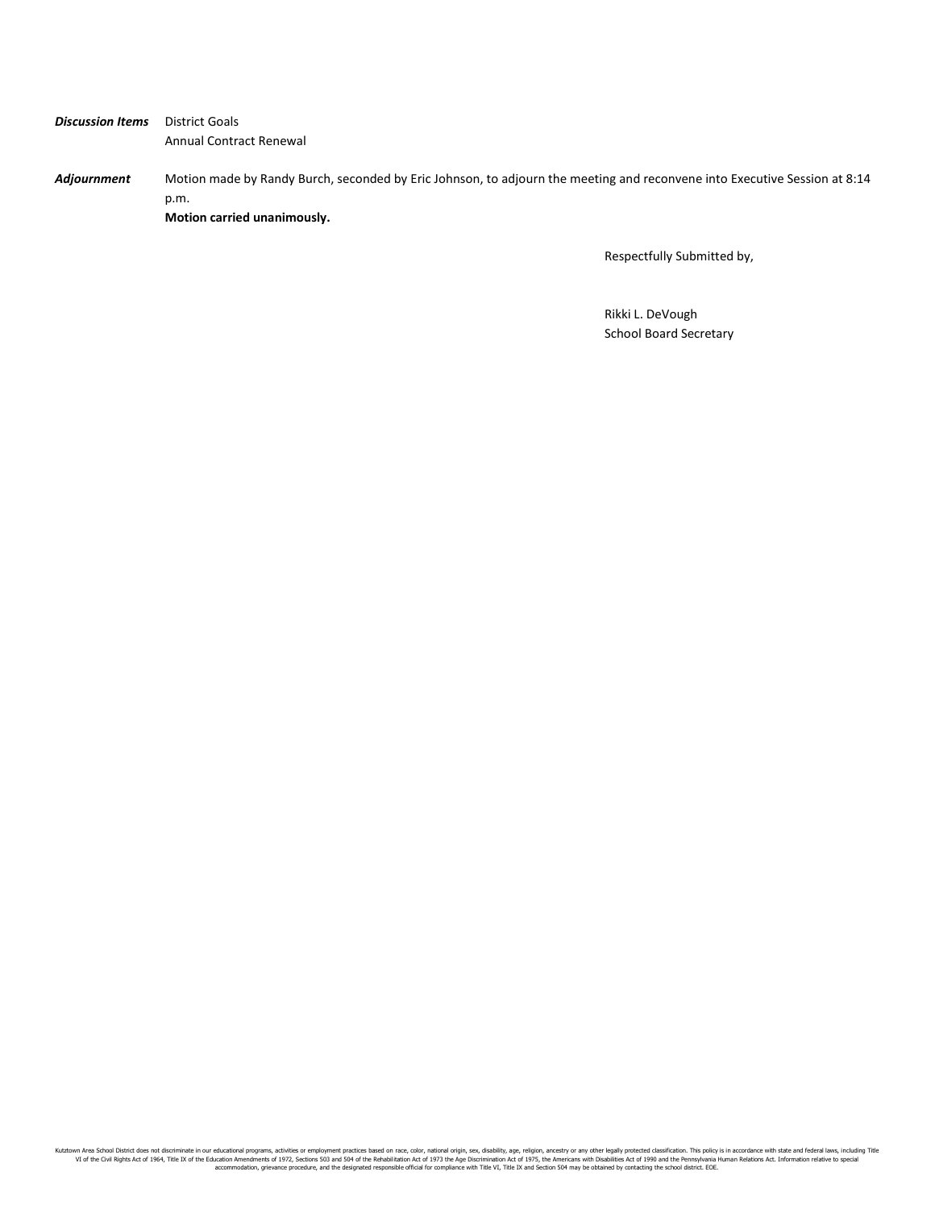***Discussion Items*** District Goals
Annual Contract Renewal

***Adjournment*** Motion made by Randy Burch, seconded by Eric Johnson, to adjourn the meeting and reconvene into Executive Session at 8:14 p.m.
**Motion carried unanimously.**

Respectfully Submitted by,

Rikki L. DeVough
School Board Secretary

Kutztown Area School District does not discriminate in our educational programs, activities or employment practices based on race, color, national origin, sex, disability, age, religion, ancestry or any other legally protected classification. This policy is in accordance with state and federal laws, including Title VI of the Civil Rights Act of 1964, Title IX of the Education Amendments of 1972, Sections 503 and 504 of the Rehabilitation Act of 1973 the Age Discrimination Act of 1975, the Americans with Disabilities Act of 1990 and the Pennsylvania Human Relations Act. Information relative to special accommodation, grievance procedure, and the designated responsible official for compliance with Title VI, Title IX and Section 504 may be obtained by contacting the school district. EOE.